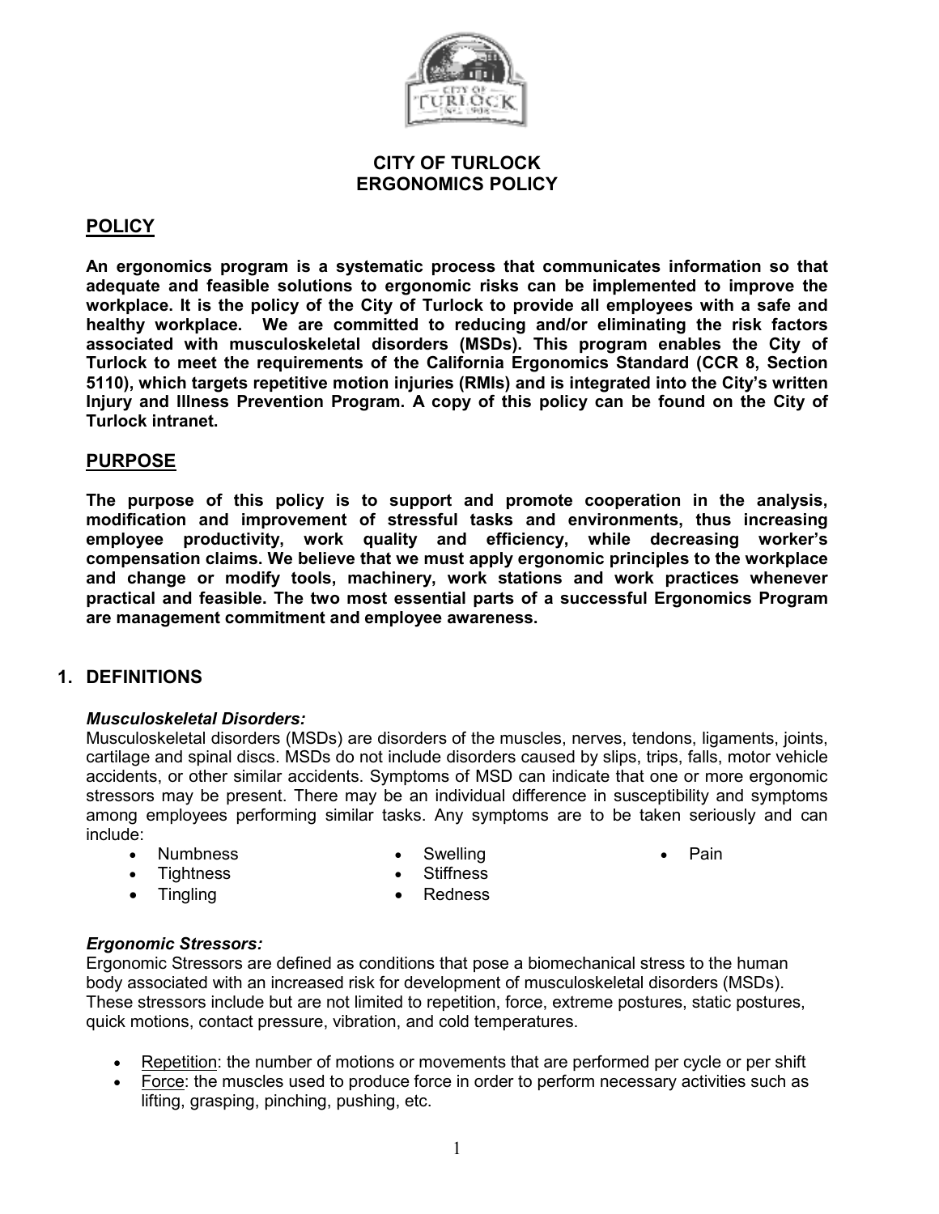# CITY OF TURLOCK
# ERGONOMICS POLICY

## POLICY

**An ergonomics program is a systematic process that communicates information so that adequate and feasible solutions to ergonomic risks can be implemented to improve the workplace. It is the policy of the City of Turlock to provide all employees with a safe and healthy workplace. We are committed to reducing and/or eliminating the risk factors associated with musculoskeletal disorders (MSDs). This program enables the City of Turlock to meet the requirements of the California Ergonomics Standard (CCR 8, Section 5110), which targets repetitive motion injuries (RMIs) and is integrated into the City's written Injury and Illness Prevention Program. A copy of this policy can be found on the City of Turlock intranet.**

## PURPOSE

**The purpose of this policy is to support and promote cooperation in the analysis, modification and improvement of stressful tasks and environments, thus increasing employee productivity, work quality and efficiency, while decreasing worker's compensation claims. We believe that we must apply ergonomic principles to the workplace and change or modify tools, machinery, work stations and work practices whenever practical and feasible. The two most essential parts of a successful Ergonomics Program are management commitment and employee awareness.**

## 1. DEFINITIONS

***Musculoskeletal Disorders:***

Musculoskeletal disorders (MSDs) are disorders of the muscles, nerves, tendons, ligaments, joints, cartilage and spinal discs. MSDs do not include disorders caused by slips, trips, falls, motor vehicle accidents, or other similar accidents. Symptoms of MSD can indicate that one or more ergonomic stressors may be present. There may be an individual difference in susceptibility and symptoms among employees performing similar tasks. Any symptoms are to be taken seriously and can include:

- Numbness
- Tightness
- Tingling
- Swelling
- Stiffness
- Redness
- Pain

***Ergonomic Stressors:***

Ergonomic Stressors are defined as conditions that pose a biomechanical stress to the human body associated with an increased risk for development of musculoskeletal disorders (MSDs). These stressors include but are not limited to repetition, force, extreme postures, static postures, quick motions, contact pressure, vibration, and cold temperatures.

- Repetition: the number of motions or movements that are performed per cycle or per shift
- Force: the muscles used to produce force in order to perform necessary activities such as lifting, grasping, pinching, pushing, etc.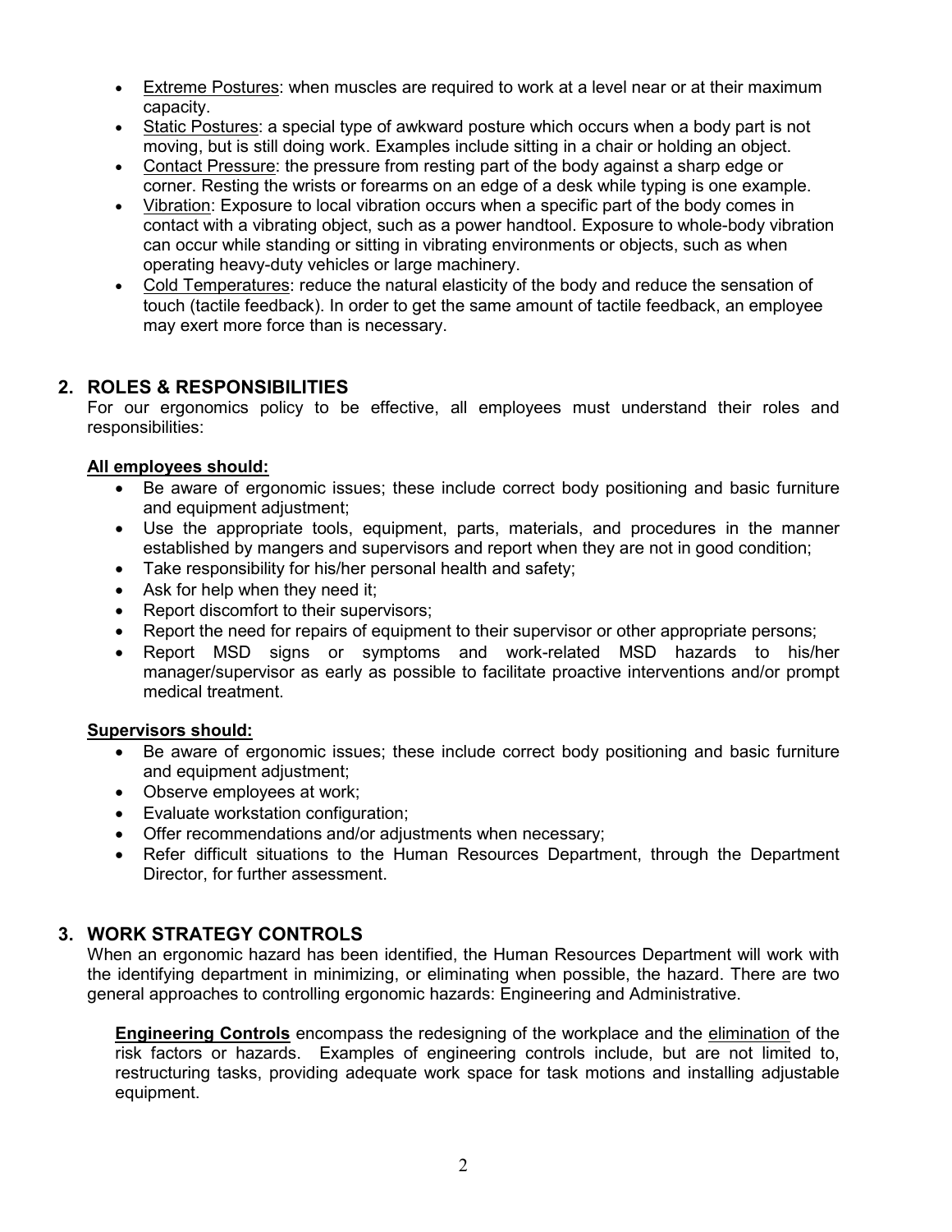- Extreme Postures: when muscles are required to work at a level near or at their maximum capacity.
- Static Postures: a special type of awkward posture which occurs when a body part is not moving, but is still doing work. Examples include sitting in a chair or holding an object.
- Contact Pressure: the pressure from resting part of the body against a sharp edge or corner. Resting the wrists or forearms on an edge of a desk while typing is one example.
- Vibration: Exposure to local vibration occurs when a specific part of the body comes in contact with a vibrating object, such as a power handtool. Exposure to whole-body vibration can occur while standing or sitting in vibrating environments or objects, such as when operating heavy-duty vehicles or large machinery.
- Cold Temperatures: reduce the natural elasticity of the body and reduce the sensation of touch (tactile feedback). In order to get the same amount of tactile feedback, an employee may exert more force than is necessary.

## 2. ROLES & RESPONSIBILITIES

For our ergonomics policy to be effective, all employees must understand their roles and responsibilities:

**All employees should:**

- Be aware of ergonomic issues; these include correct body positioning and basic furniture and equipment adjustment;
- Use the appropriate tools, equipment, parts, materials, and procedures in the manner established by mangers and supervisors and report when they are not in good condition;
- Take responsibility for his/her personal health and safety;
- Ask for help when they need it;
- Report discomfort to their supervisors;
- Report the need for repairs of equipment to their supervisor or other appropriate persons;
- Report MSD signs or symptoms and work-related MSD hazards to his/her manager/supervisor as early as possible to facilitate proactive interventions and/or prompt medical treatment.

**Supervisors should:**

- Be aware of ergonomic issues; these include correct body positioning and basic furniture and equipment adjustment;
- Observe employees at work;
- Evaluate workstation configuration;
- Offer recommendations and/or adjustments when necessary;
- Refer difficult situations to the Human Resources Department, through the Department Director, for further assessment.

## 3. WORK STRATEGY CONTROLS

When an ergonomic hazard has been identified, the Human Resources Department will work with the identifying department in minimizing, or eliminating when possible, the hazard. There are two general approaches to controlling ergonomic hazards: Engineering and Administrative.

**Engineering Controls** encompass the redesigning of the workplace and the elimination of the risk factors or hazards. Examples of engineering controls include, but are not limited to, restructuring tasks, providing adequate work space for task motions and installing adjustable equipment.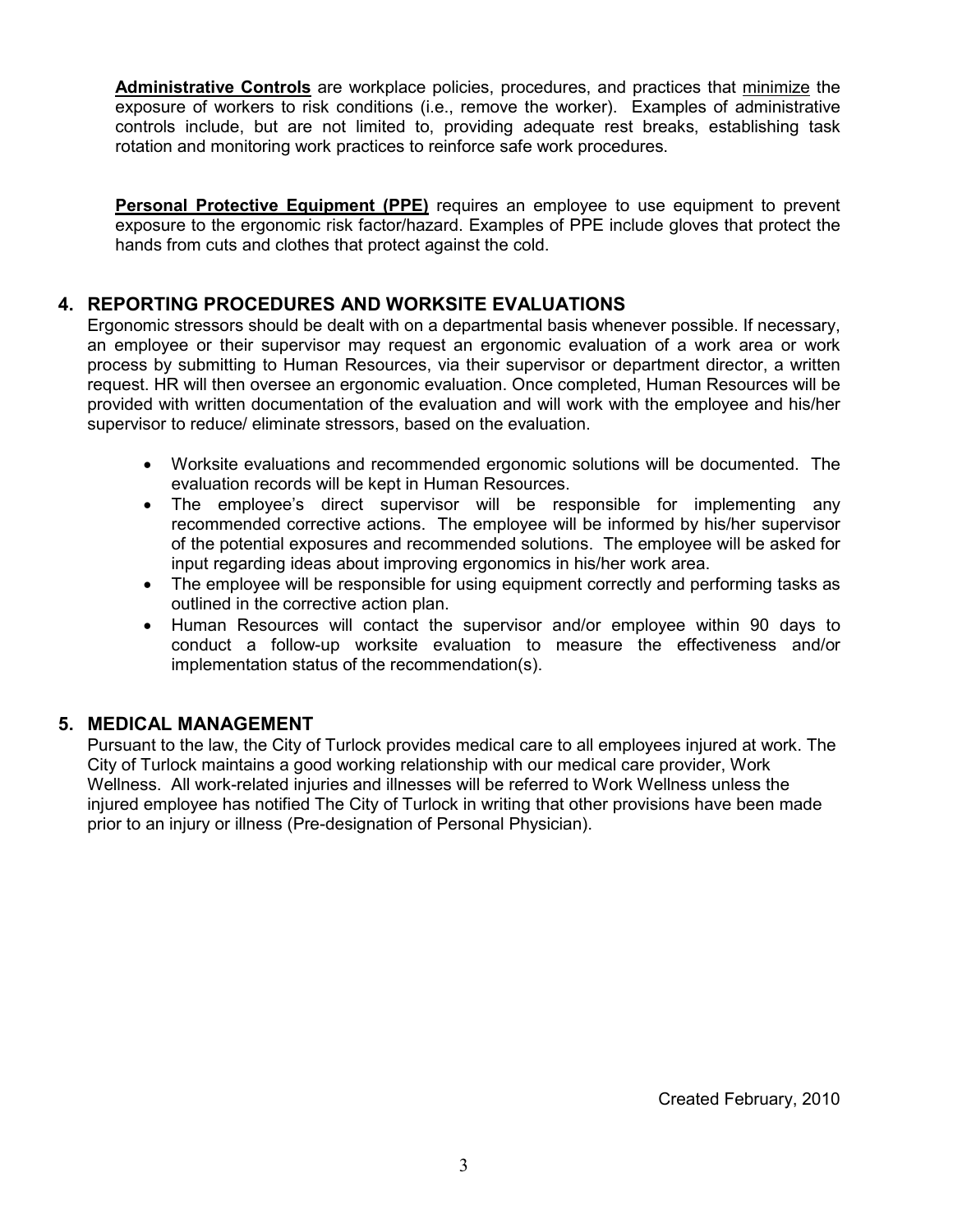**Administrative Controls** are workplace policies, procedures, and practices that minimize the exposure of workers to risk conditions (i.e., remove the worker). Examples of administrative controls include, but are not limited to, providing adequate rest breaks, establishing task rotation and monitoring work practices to reinforce safe work procedures.

**Personal Protective Equipment (PPE)** requires an employee to use equipment to prevent exposure to the ergonomic risk factor/hazard. Examples of PPE include gloves that protect the hands from cuts and clothes that protect against the cold.

## 4. REPORTING PROCEDURES AND WORKSITE EVALUATIONS

Ergonomic stressors should be dealt with on a departmental basis whenever possible. If necessary, an employee or their supervisor may request an ergonomic evaluation of a work area or work process by submitting to Human Resources, via their supervisor or department director, a written request. HR will then oversee an ergonomic evaluation. Once completed, Human Resources will be provided with written documentation of the evaluation and will work with the employee and his/her supervisor to reduce/ eliminate stressors, based on the evaluation.

- Worksite evaluations and recommended ergonomic solutions will be documented. The evaluation records will be kept in Human Resources.
- The employee's direct supervisor will be responsible for implementing any recommended corrective actions. The employee will be informed by his/her supervisor of the potential exposures and recommended solutions. The employee will be asked for input regarding ideas about improving ergonomics in his/her work area.
- The employee will be responsible for using equipment correctly and performing tasks as outlined in the corrective action plan.
- Human Resources will contact the supervisor and/or employee within 90 days to conduct a follow-up worksite evaluation to measure the effectiveness and/or implementation status of the recommendation(s).

## 5. MEDICAL MANAGEMENT

Pursuant to the law, the City of Turlock provides medical care to all employees injured at work. The City of Turlock maintains a good working relationship with our medical care provider, Work Wellness. All work-related injuries and illnesses will be referred to Work Wellness unless the injured employee has notified The City of Turlock in writing that other provisions have been made prior to an injury or illness (Pre-designation of Personal Physician).

Created February, 2010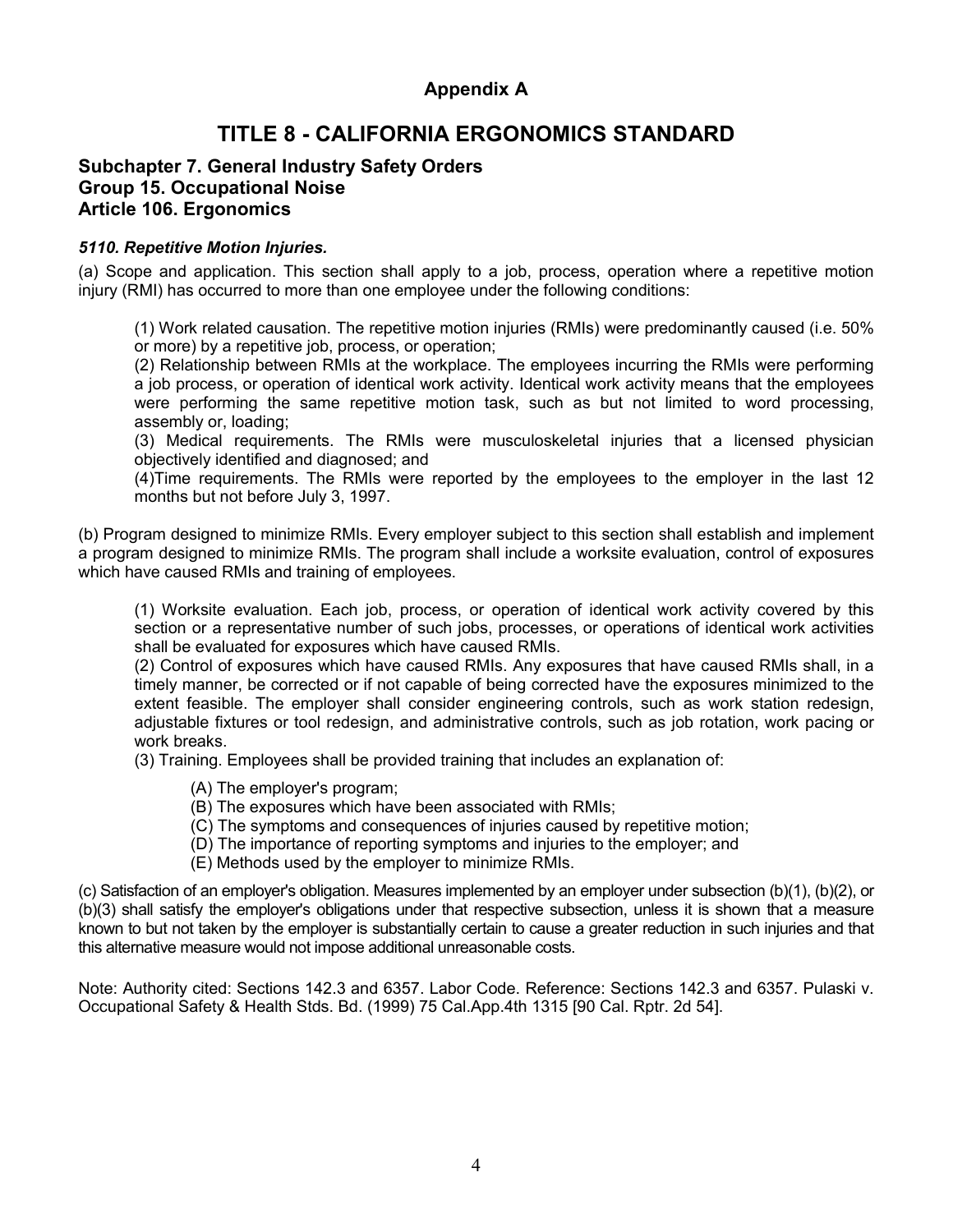## Appendix A

# TITLE 8 - CALIFORNIA ERGONOMICS STANDARD

### Subchapter 7. General Industry Safety Orders
### Group 15. Occupational Noise
### Article 106. Ergonomics

***5110. Repetitive Motion Injuries.***

(a) Scope and application. This section shall apply to a job, process, operation where a repetitive motion injury (RMI) has occurred to more than one employee under the following conditions:

> (1) Work related causation. The repetitive motion injuries (RMIs) were predominantly caused (i.e. 50% or more) by a repetitive job, process, or operation;
> (2) Relationship between RMIs at the workplace. The employees incurring the RMIs were performing a job process, or operation of identical work activity. Identical work activity means that the employees were performing the same repetitive motion task, such as but not limited to word processing, assembly or, loading;
> (3) Medical requirements. The RMIs were musculoskeletal injuries that a licensed physician objectively identified and diagnosed; and
> (4)Time requirements. The RMIs were reported by the employees to the employer in the last 12 months but not before July 3, 1997.

(b) Program designed to minimize RMIs. Every employer subject to this section shall establish and implement a program designed to minimize RMIs. The program shall include a worksite evaluation, control of exposures which have caused RMIs and training of employees.

> (1) Worksite evaluation. Each job, process, or operation of identical work activity covered by this section or a representative number of such jobs, processes, or operations of identical work activities shall be evaluated for exposures which have caused RMIs.
> (2) Control of exposures which have caused RMIs. Any exposures that have caused RMIs shall, in a timely manner, be corrected or if not capable of being corrected have the exposures minimized to the extent feasible. The employer shall consider engineering controls, such as work station redesign, adjustable fixtures or tool redesign, and administrative controls, such as job rotation, work pacing or work breaks.
> (3) Training. Employees shall be provided training that includes an explanation of:
>
> > (A) The employer's program;
> > (B) The exposures which have been associated with RMIs;
> > (C) The symptoms and consequences of injuries caused by repetitive motion;
> > (D) The importance of reporting symptoms and injuries to the employer; and
> > (E) Methods used by the employer to minimize RMIs.

(c) Satisfaction of an employer's obligation. Measures implemented by an employer under subsection (b)(1), (b)(2), or (b)(3) shall satisfy the employer's obligations under that respective subsection, unless it is shown that a measure known to but not taken by the employer is substantially certain to cause a greater reduction in such injuries and that this alternative measure would not impose additional unreasonable costs.

Note: Authority cited: Sections 142.3 and 6357. Labor Code. Reference: Sections 142.3 and 6357. Pulaski v. Occupational Safety & Health Stds. Bd. (1999) 75 Cal.App.4th 1315 [90 Cal. Rptr. 2d 54].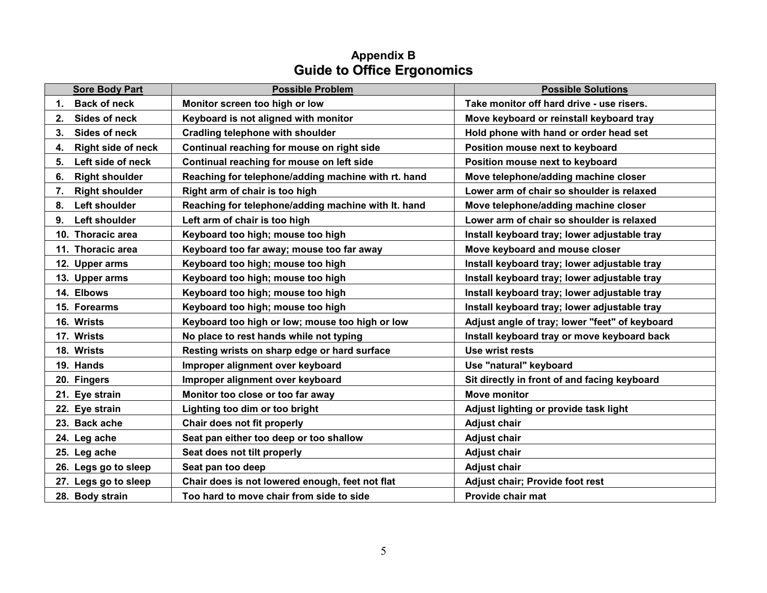## Appendix B

# Guide to Office Ergonomics

| Sore Body Part | Possible Problem | Possible Solutions |
|---|---|---|
| 1. Back of neck | Monitor screen too high or low | Take monitor off hard drive - use risers. |
| 2. Sides of neck | Keyboard is not aligned with monitor | Move keyboard or reinstall keyboard tray |
| 3. Sides of neck | Cradling telephone with shoulder | Hold phone with hand or order head set |
| 4. Right side of neck | Continual reaching for mouse on right side | Position mouse next to keyboard |
| 5. Left side of neck | Continual reaching for mouse on left side | Position mouse next to keyboard |
| 6. Right shoulder | Reaching for telephone/adding machine with rt. hand | Move telephone/adding machine closer |
| 7. Right shoulder | Right arm of chair is too high | Lower arm of chair so shoulder is relaxed |
| 8. Left shoulder | Reaching for telephone/adding machine with lt. hand | Move telephone/adding machine closer |
| 9. Left shoulder | Left arm of chair is too high | Lower arm of chair so shoulder is relaxed |
| 10. Thoracic area | Keyboard too high; mouse too high | Install keyboard tray; lower adjustable tray |
| 11. Thoracic area | Keyboard too far away; mouse too far away | Move keyboard and mouse closer |
| 12. Upper arms | Keyboard too high; mouse too high | Install keyboard tray; lower adjustable tray |
| 13. Upper arms | Keyboard too high; mouse too high | Install keyboard tray; lower adjustable tray |
| 14. Elbows | Keyboard too high; mouse too high | Install keyboard tray; lower adjustable tray |
| 15. Forearms | Keyboard too high; mouse too high | Install keyboard tray; lower adjustable tray |
| 16. Wrists | Keyboard too high or low; mouse too high or low | Adjust angle of tray; lower "feet" of keyboard |
| 17. Wrists | No place to rest hands while not typing | Install keyboard tray or move keyboard back |
| 18. Wrists | Resting wrists on sharp edge or hard surface | Use wrist rests |
| 19. Hands | Improper alignment over keyboard | Use "natural" keyboard |
| 20. Fingers | Improper alignment over keyboard | Sit directly in front of and facing keyboard |
| 21. Eye strain | Monitor too close or too far away | Move monitor |
| 22. Eye strain | Lighting too dim or too bright | Adjust lighting or provide task light |
| 23. Back ache | Chair does not fit properly | Adjust chair |
| 24. Leg ache | Seat pan either too deep or too shallow | Adjust chair |
| 25. Leg ache | Seat does not tilt properly | Adjust chair |
| 26. Legs go to sleep | Seat pan too deep | Adjust chair |
| 27. Legs go to sleep | Chair does is not lowered enough, feet not flat | Adjust chair; Provide foot rest |
| 28. Body strain | Too hard to move chair from side to side | Provide chair mat |